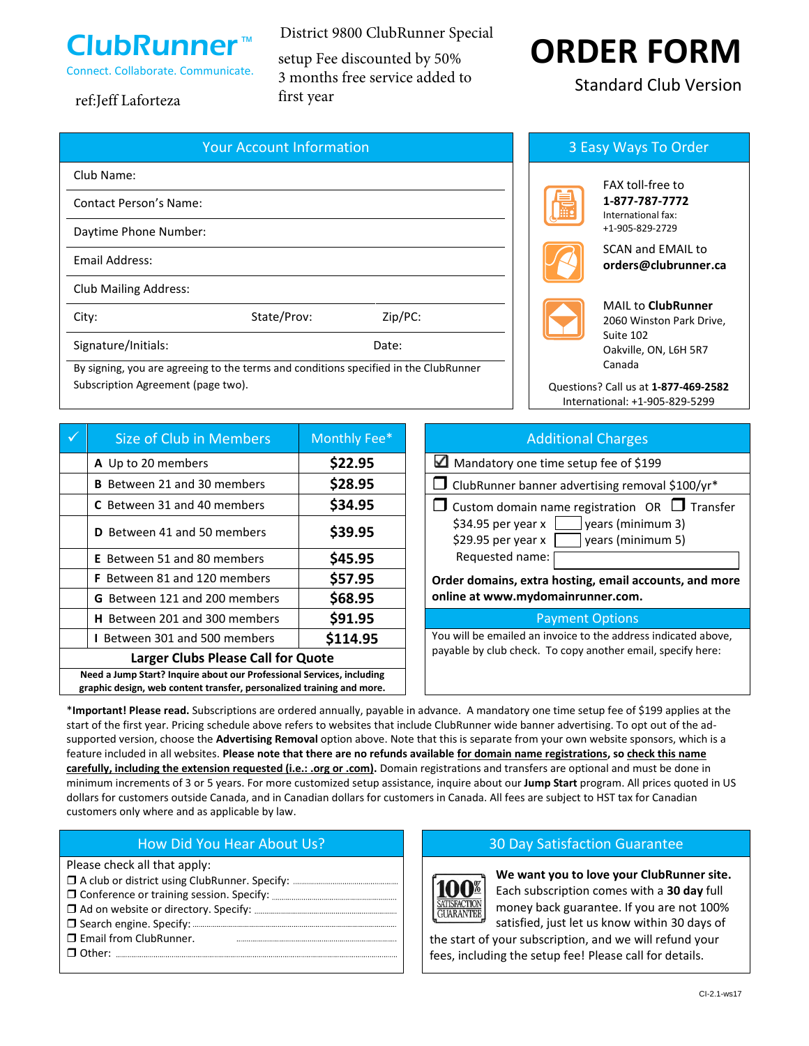# ClubRunner™

Connect. Collaborate. Communicate.

ref:Jeff Laforteza

District 9800 ClubRunner Special
setup Fee discounted by 50%
3 months free service added to first year

# ORDER FORM

Standard Club Version

## Your Account Information

Club Name:

Contact Person's Name:

Daytime Phone Number:

Email Address:

Club Mailing Address:

City: State/Prov: Zip/PC:

Signature/Initials: Date:

By signing, you are agreeing to the terms and conditions specified in the ClubRunner Subscription Agreement (page two).

## 3 Easy Ways To Order

FAX toll-free to **1-877-787-7772**
International fax: +1-905-829-2729

SCAN and EMAIL to **orders@clubrunner.ca**

MAIL to **ClubRunner**
2060 Winston Park Drive, Suite 102
Oakville, ON, L6H 5R7
Canada

Questions? Call us at **1-877-469-2582**
International: +1-905-829-5299

| ✓ | Size of Club in Members | Monthly Fee* |
|---|---|---|
| | **A** Up to 20 members | **$22.95** |
| | **B** Between 21 and 30 members | **$28.95** |
| | **C** Between 31 and 40 members | **$34.95** |
| | **D** Between 41 and 50 members | **$39.95** |
| | **E** Between 51 and 80 members | **$45.95** |
| | **F** Between 81 and 120 members | **$57.95** |
| | **G** Between 121 and 200 members | **$68.95** |
| | **H** Between 201 and 300 members | **$91.95** |
| | **I** Between 301 and 500 members | **$114.95** |
| | **Larger Clubs Please Call for Quote** | |

**Need a Jump Start? Inquire about our Professional Services, including graphic design, web content transfer, personalized training and more.**

## Additional Charges

☑ Mandatory one time setup fee of $199

❐ ClubRunner banner advertising removal $100/yr*

❐ Custom domain name registration OR ❐ Transfer
$34.95 per year x ____ years (minimum 3)
$29.95 per year x ____ years (minimum 5)
Requested name: ____

**Order domains, extra hosting, email accounts, and more online at www.mydomainrunner.com.**

### Payment Options

You will be emailed an invoice to the address indicated above, payable by club check. To copy another email, specify here:

***Important! Please read.** Subscriptions are ordered annually, payable in advance. A mandatory one time setup fee of $199 applies at the start of the first year. Pricing schedule above refers to websites that include ClubRunner wide banner advertising. To opt out of the ad-supported version, choose the **Advertising Removal** option above. Note that this is separate from your own website sponsors, which is a feature included in all websites. **Please note that there are no refunds available for domain name registrations, so check this name carefully, including the extension requested (i.e.: .org or .com).** Domain registrations and transfers are optional and must be done in minimum increments of 3 or 5 years. For more customized setup assistance, inquire about our **Jump Start** program. All prices quoted in US dollars for customers outside Canada, and in Canadian dollars for customers in Canada. All fees are subject to HST tax for Canadian customers only where and as applicable by law.

## How Did You Hear About Us?

Please check all that apply:

❐ A club or district using ClubRunner. Specify: ____
❐ Conference or training session. Specify: ____
❐ Ad on website or directory. Specify: ____
❐ Search engine. Specify: ____
❐ Email from ClubRunner. ____
❐ Other: ____

## 30 Day Satisfaction Guarantee

100% SATISFACTION GUARANTEE

**We want you to love your ClubRunner site.** Each subscription comes with a **30 day** full money back guarantee. If you are not 100% satisfied, just let us know within 30 days of the start of your subscription, and we will refund your fees, including the setup fee! Please call for details.

CI-2.1-ws17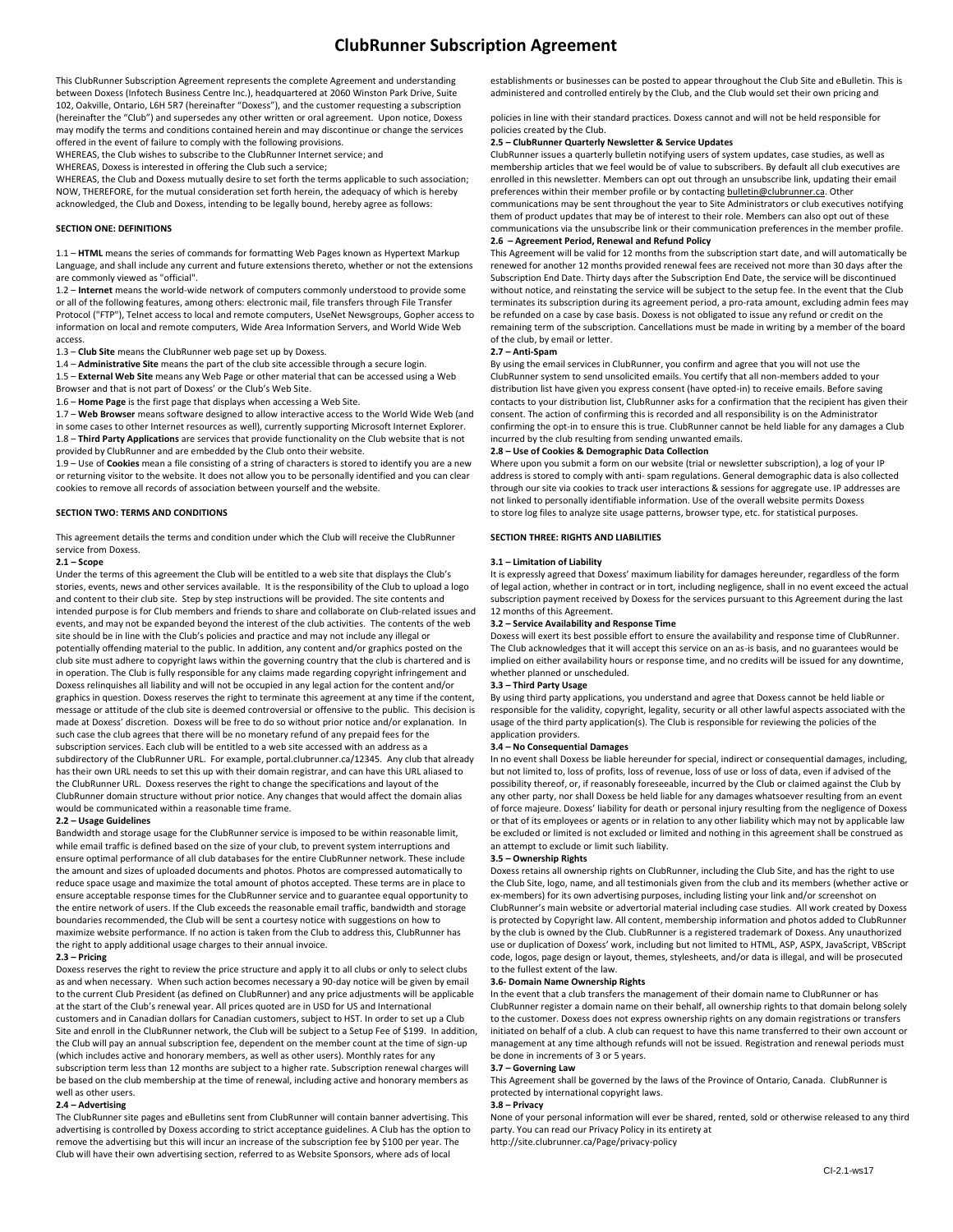# ClubRunner Subscription Agreement

This ClubRunner Subscription Agreement represents the complete Agreement and understanding between Doxess (Infotech Business Centre Inc.), headquartered at 2060 Winston Park Drive, Suite 102, Oakville, Ontario, L6H 5R7 (hereinafter "Doxess"), and the customer requesting a subscription (hereinafter the "Club") and supersedes any other written or oral agreement. Upon notice, Doxess may modify the terms and conditions contained herein and may discontinue or change the services offered in the event of failure to comply with the following provisions.

WHEREAS, the Club wishes to subscribe to the ClubRunner Internet service; and

WHEREAS, Doxess is interested in offering the Club such a service;

WHEREAS, the Club and Doxess mutually desire to set forth the terms applicable to such association; NOW, THEREFORE, for the mutual consideration set forth herein, the adequacy of which is hereby acknowledged, the Club and Doxess, intending to be legally bound, hereby agree as follows:

## SECTION ONE: DEFINITIONS

1.1 – **HTML** means the series of commands for formatting Web Pages known as Hypertext Markup Language, and shall include any current and future extensions thereto, whether or not the extensions are commonly viewed as "official".

1.2 – **Internet** means the world-wide network of computers commonly understood to provide some or all of the following features, among others: electronic mail, file transfers through File Transfer Protocol ("FTP"), Telnet access to local and remote computers, UseNet Newsgroups, Gopher access to information on local and remote computers, Wide Area Information Servers, and World Wide Web access.

1.3 – **Club Site** means the ClubRunner web page set up by Doxess.

1.4 – **Administrative Site** means the part of the club site accessible through a secure login.

1.5 – **External Web Site** means any Web Page or other material that can be accessed using a Web Browser and that is not part of Doxess' or the Club's Web Site.

1.6 – **Home Page** is the first page that displays when accessing a Web Site.

1.7 – **Web Browser** means software designed to allow interactive access to the World Wide Web (and in some cases to other Internet resources as well), currently supporting Microsoft Internet Explorer.

1.8 – **Third Party Applications** are services that provide functionality on the Club website that is not provided by ClubRunner and are embedded by the Club onto their website.

1.9 – Use of **Cookies** mean a file consisting of a string of characters is stored to identify you are a new or returning visitor to the website. It does not allow you to be personally identified and you can clear cookies to remove all records of association between yourself and the website.

## SECTION TWO: TERMS AND CONDITIONS

This agreement details the terms and condition under which the Club will receive the ClubRunner service from Doxess.

**2.1 – Scope**

Under the terms of this agreement the Club will be entitled to a web site that displays the Club's stories, events, news and other services available. It is the responsibility of the Club to upload a logo and content to their club site. Step by step instructions will be provided. The site contents and intended purpose is for Club members and friends to share and collaborate on Club-related issues and events, and may not be expanded beyond the interest of the club activities. The contents of the web site should be in line with the Club's policies and practice and may not include any illegal or potentially offending material to the public. In addition, any content and/or graphics posted on the club site must adhere to copyright laws within the governing country that the club is chartered and is in operation. The Club is fully responsible for any claims made regarding copyright infringement and Doxess relinquishes all liability and will not be occupied in any legal action for the content and/or graphics in question. Doxess reserves the right to terminate this agreement at any time if the content, message or attitude of the club site is deemed controversial or offensive to the public. This decision is made at Doxess' discretion. Doxess will be free to do so without prior notice and/or explanation. In such case the club agrees that there will be no monetary refund of any prepaid fees for the subscription services. Each club will be entitled to a web site accessed with an address as a subdirectory of the ClubRunner URL. For example, portal.clubrunner.ca/12345. Any club that already has their own URL needs to set this up with their domain registrar, and can have this URL aliased to the ClubRunner URL. Doxess reserves the right to change the specifications and layout of the ClubRunner domain structure without prior notice. Any changes that would affect the domain alias would be communicated within a reasonable time frame.

**2.2 – Usage Guidelines**

Bandwidth and storage usage for the ClubRunner service is imposed to be within reasonable limit, while email traffic is defined based on the size of your club, to prevent system interruptions and ensure optimal performance of all club databases for the entire ClubRunner network. These include the amount and sizes of uploaded documents and photos. Photos are compressed automatically to reduce space usage and maximize the total amount of photos accepted. These terms are in place to ensure acceptable response times for the ClubRunner service and to guarantee equal opportunity to the entire network of users. If the Club exceeds the reasonable email traffic, bandwidth and storage boundaries recommended, the Club will be sent a courtesy notice with suggestions on how to maximize website performance. If no action is taken from the Club to address this, ClubRunner has the right to apply additional usage charges to their annual invoice.

**2.3 – Pricing**

Doxess reserves the right to review the price structure and apply it to all clubs or only to select clubs as and when necessary. When such action becomes necessary a 90-day notice will be given by email to the current Club President (as defined on ClubRunner) and any price adjustments will be applicable at the start of the Club's renewal year. All prices quoted are in USD for US and International customers and in Canadian dollars for Canadian customers, subject to HST. In order to set up a Club Site and enroll in the ClubRunner network, the Club will be subject to a Setup Fee of $199. In addition, the Club will pay an annual subscription fee, dependent on the member count at the time of sign-up (which includes active and honorary members, as well as other users). Monthly rates for any subscription term less than 12 months are subject to a higher rate. Subscription renewal charges will be based on the club membership at the time of renewal, including active and honorary members as well as other users.

**2.4 – Advertising**

The ClubRunner site pages and eBulletins sent from ClubRunner will contain banner advertising. This advertising is controlled by Doxess according to strict acceptance guidelines. A Club has the option to remove the advertising but this will incur an increase of the subscription fee by $100 per year. The Club will have their own advertising section, referred to as Website Sponsors, where ads of local establishments or businesses can be posted to appear throughout the Club Site and eBulletin. This is administered and controlled entirely by the Club, and the Club would set their own pricing and policies in line with their standard practices. Doxess cannot and will not be held responsible for policies created by the Club.

**2.5 – ClubRunner Quarterly Newsletter & Service Updates**

ClubRunner issues a quarterly bulletin notifying users of system updates, case studies, as well as membership articles that we feel would be of value to subscribers. By default all club executives are enrolled in this newsletter. Members can opt out through an unsubscribe link, updating their email preferences within their member profile or by contacting bulletin@clubrunner.ca. Other communications may be sent throughout the year to Site Administrators or club executives notifying them of product updates that may be of interest to their role. Members can also opt out of these communications via the unsubscribe link or their communication preferences in the member profile.

**2.6 – Agreement Period, Renewal and Refund Policy**

This Agreement will be valid for 12 months from the subscription start date, and will automatically be renewed for another 12 months provided renewal fees are received not more than 30 days after the Subscription End Date. Thirty days after the Subscription End Date, the service will be discontinued without notice, and reinstating the service will be subject to the setup fee. In the event that the Club terminates its subscription during its agreement period, a pro-rata amount, excluding admin fees may be refunded on a case by case basis. Doxess is not obligated to issue any refund or credit on the remaining term of the subscription. Cancellations must be made in writing by a member of the board of the club, by email or letter.

**2.7 – Anti-Spam**

By using the email services in ClubRunner, you confirm and agree that you will not use the ClubRunner system to send unsolicited emails. You certify that all non-members added to your distribution list have given you express consent (have opted-in) to receive emails. Before saving contacts to your distribution list, ClubRunner asks for a confirmation that the recipient has given their consent. The action of confirming this is recorded and all responsibility is on the Administrator confirming the opt-in to ensure this is true. ClubRunner cannot be held liable for any damages a Club incurred by the club resulting from sending unwanted emails.

**2.8 – Use of Cookies & Demographic Data Collection**

Where upon you submit a form on our website (trial or newsletter subscription), a log of your IP address is stored to comply with anti- spam regulations. General demographic data is also collected through our site via cookies to track user interactions & sessions for aggregate use. IP addresses are not linked to personally identifiable information. Use of the overall website permits Doxess to store log files to analyze site usage patterns, browser type, etc. for statistical purposes.

## SECTION THREE: RIGHTS AND LIABILITIES

**3.1 – Limitation of Liability**

It is expressly agreed that Doxess' maximum liability for damages hereunder, regardless of the form of legal action, whether in contract or in tort, including negligence, shall in no event exceed the actual subscription payment received by Doxess for the services pursuant to this Agreement during the last 12 months of this Agreement.

**3.2 – Service Availability and Response Time**

Doxess will exert its best possible effort to ensure the availability and response time of ClubRunner. The Club acknowledges that it will accept this service on an as-is basis, and no guarantees would be implied on either availability hours or response time, and no credits will be issued for any downtime, whether planned or unscheduled.

**3.3 – Third Party Usage**

By using third party applications, you understand and agree that Doxess cannot be held liable or responsible for the validity, copyright, legality, security or all other lawful aspects associated with the usage of the third party application(s). The Club is responsible for reviewing the policies of the application providers.

**3.4 – No Consequential Damages**

In no event shall Doxess be liable hereunder for special, indirect or consequential damages, including, but not limited to, loss of profits, loss of revenue, loss of use or loss of data, even if advised of the possibility thereof, or, if reasonably foreseeable, incurred by the Club or claimed against the Club by any other party, nor shall Doxess be held liable for any damages whatsoever resulting from an event of force majeure. Doxess' liability for death or personal injury resulting from the negligence of Doxess or that of its employees or agents or in relation to any other liability which may not by applicable law be excluded or limited is not excluded or limited and nothing in this agreement shall be construed as an attempt to exclude or limit such liability.

**3.5 – Ownership Rights**

Doxess retains all ownership rights on ClubRunner, including the Club Site, and has the right to use the Club Site, logo, name, and all testimonials given from the club and its members (whether active or ex-members) for its own advertising purposes, including listing your link and/or screenshot on ClubRunner's main website or advertorial material including case studies. All work created by Doxess is protected by Copyright law. All content, membership information and photos added to ClubRunner by the club is owned by the Club. ClubRunner is a registered trademark of Doxess. Any unauthorized use or duplication of Doxess' work, including but not limited to HTML, ASP, ASPX, JavaScript, VBScript code, logos, page design or layout, themes, stylesheets, and/or data is illegal, and will be prosecuted to the fullest extent of the law.

**3.6- Domain Name Ownership Rights**

In the event that a club transfers the management of their domain name to ClubRunner or has ClubRunner register a domain name on their behalf, all ownership rights to that domain belong solely to the customer. Doxess does not express ownership rights on any domain registrations or transfers initiated on behalf of a club. A club can request to have this name transferred to their own account or management at any time although refunds will not be issued. Registration and renewal periods must be done in increments of 3 or 5 years.

**3.7 – Governing Law**

This Agreement shall be governed by the laws of the Province of Ontario, Canada. ClubRunner is protected by international copyright laws.

**3.8 – Privacy**

None of your personal information will ever be shared, rented, sold or otherwise released to any third party. You can read our Privacy Policy in its entirety at http://site.clubrunner.ca/Page/privacy-policy

CI-2.1-ws17